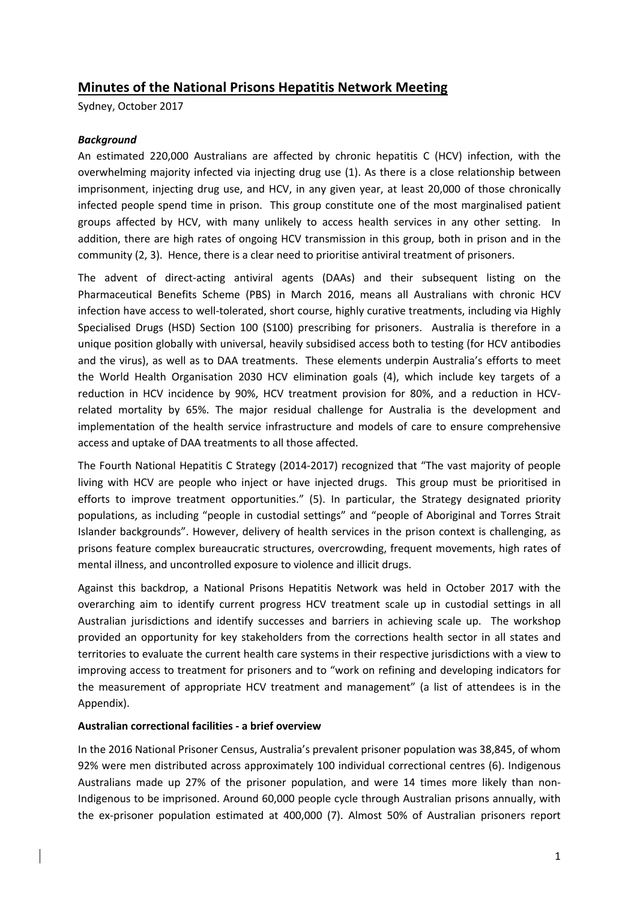# Minutes of the National Prisons Hepatitis Network Meeting

Sydney, October 2017

***Background***

An estimated 220,000 Australians are affected by chronic hepatitis C (HCV) infection, with the overwhelming majority infected via injecting drug use (1). As there is a close relationship between imprisonment, injecting drug use, and HCV, in any given year, at least 20,000 of those chronically infected people spend time in prison. This group constitute one of the most marginalised patient groups affected by HCV, with many unlikely to access health services in any other setting. In addition, there are high rates of ongoing HCV transmission in this group, both in prison and in the community (2, 3). Hence, there is a clear need to prioritise antiviral treatment of prisoners.

The advent of direct-acting antiviral agents (DAAs) and their subsequent listing on the Pharmaceutical Benefits Scheme (PBS) in March 2016, means all Australians with chronic HCV infection have access to well-tolerated, short course, highly curative treatments, including via Highly Specialised Drugs (HSD) Section 100 (S100) prescribing for prisoners. Australia is therefore in a unique position globally with universal, heavily subsidised access both to testing (for HCV antibodies and the virus), as well as to DAA treatments. These elements underpin Australia's efforts to meet the World Health Organisation 2030 HCV elimination goals (4), which include key targets of a reduction in HCV incidence by 90%, HCV treatment provision for 80%, and a reduction in HCV-related mortality by 65%. The major residual challenge for Australia is the development and implementation of the health service infrastructure and models of care to ensure comprehensive access and uptake of DAA treatments to all those affected.

The Fourth National Hepatitis C Strategy (2014-2017) recognized that "The vast majority of people living with HCV are people who inject or have injected drugs. This group must be prioritised in efforts to improve treatment opportunities." (5). In particular, the Strategy designated priority populations, as including "people in custodial settings" and "people of Aboriginal and Torres Strait Islander backgrounds". However, delivery of health services in the prison context is challenging, as prisons feature complex bureaucratic structures, overcrowding, frequent movements, high rates of mental illness, and uncontrolled exposure to violence and illicit drugs.

Against this backdrop, a National Prisons Hepatitis Network was held in October 2017 with the overarching aim to identify current progress HCV treatment scale up in custodial settings in all Australian jurisdictions and identify successes and barriers in achieving scale up. The workshop provided an opportunity for key stakeholders from the corrections health sector in all states and territories to evaluate the current health care systems in their respective jurisdictions with a view to improving access to treatment for prisoners and to "work on refining and developing indicators for the measurement of appropriate HCV treatment and management" (a list of attendees is in the Appendix).

**Australian correctional facilities - a brief overview**

In the 2016 National Prisoner Census, Australia's prevalent prisoner population was 38,845, of whom 92% were men distributed across approximately 100 individual correctional centres (6). Indigenous Australians made up 27% of the prisoner population, and were 14 times more likely than non-Indigenous to be imprisoned. Around 60,000 people cycle through Australian prisons annually, with the ex-prisoner population estimated at 400,000 (7). Almost 50% of Australian prisoners report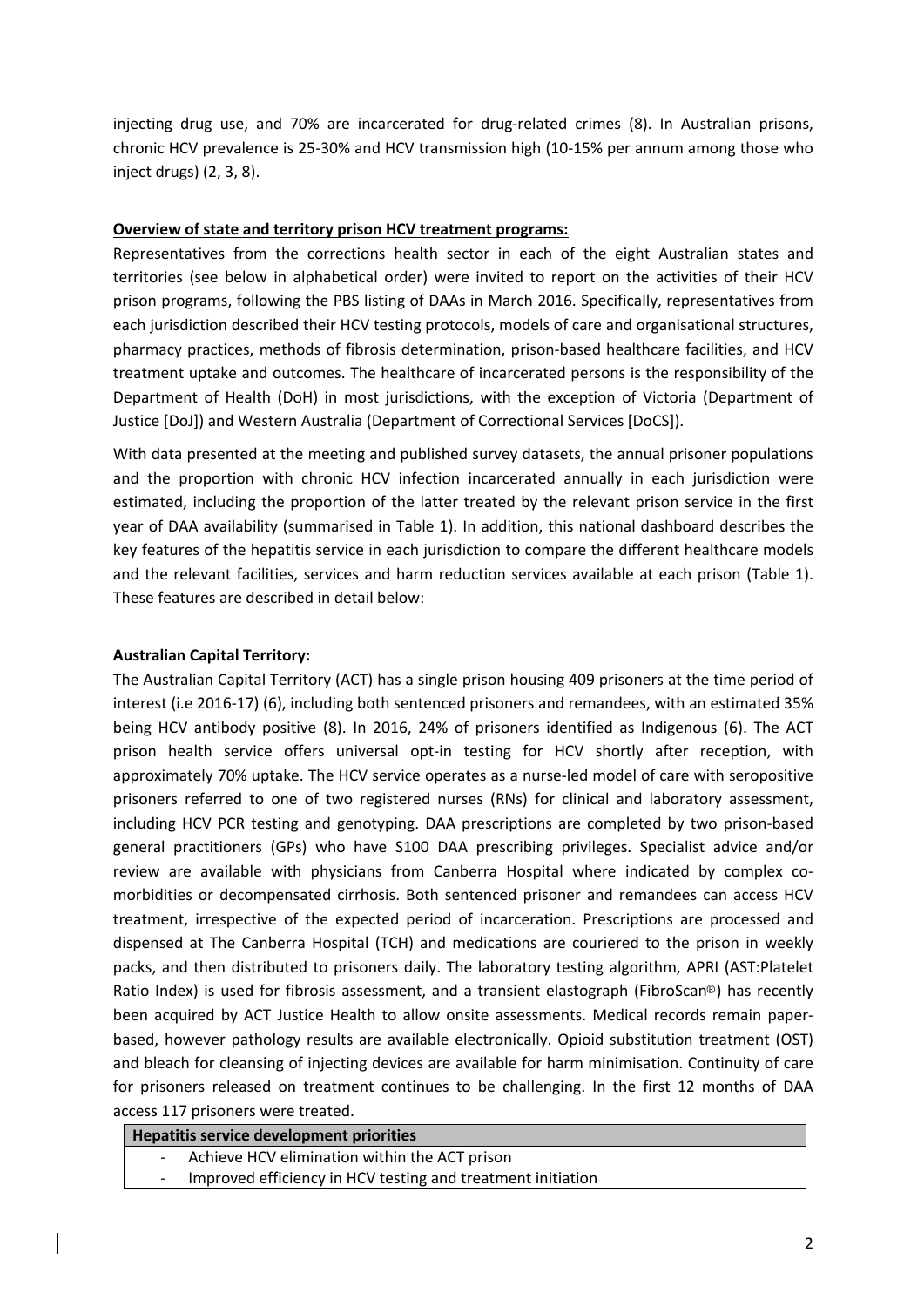injecting drug use, and 70% are incarcerated for drug-related crimes (8). In Australian prisons, chronic HCV prevalence is 25-30% and HCV transmission high (10-15% per annum among those who inject drugs) (2, 3, 8).

**Overview of state and territory prison HCV treatment programs:**

Representatives from the corrections health sector in each of the eight Australian states and territories (see below in alphabetical order) were invited to report on the activities of their HCV prison programs, following the PBS listing of DAAs in March 2016. Specifically, representatives from each jurisdiction described their HCV testing protocols, models of care and organisational structures, pharmacy practices, methods of fibrosis determination, prison-based healthcare facilities, and HCV treatment uptake and outcomes. The healthcare of incarcerated persons is the responsibility of the Department of Health (DoH) in most jurisdictions, with the exception of Victoria (Department of Justice [DoJ]) and Western Australia (Department of Correctional Services [DoCS]).

With data presented at the meeting and published survey datasets, the annual prisoner populations and the proportion with chronic HCV infection incarcerated annually in each jurisdiction were estimated, including the proportion of the latter treated by the relevant prison service in the first year of DAA availability (summarised in Table 1). In addition, this national dashboard describes the key features of the hepatitis service in each jurisdiction to compare the different healthcare models and the relevant facilities, services and harm reduction services available at each prison (Table 1). These features are described in detail below:

**Australian Capital Territory:**

The Australian Capital Territory (ACT) has a single prison housing 409 prisoners at the time period of interest (i.e 2016-17) (6), including both sentenced prisoners and remandees, with an estimated 35% being HCV antibody positive (8). In 2016, 24% of prisoners identified as Indigenous (6). The ACT prison health service offers universal opt-in testing for HCV shortly after reception, with approximately 70% uptake. The HCV service operates as a nurse-led model of care with seropositive prisoners referred to one of two registered nurses (RNs) for clinical and laboratory assessment, including HCV PCR testing and genotyping. DAA prescriptions are completed by two prison-based general practitioners (GPs) who have S100 DAA prescribing privileges. Specialist advice and/or review are available with physicians from Canberra Hospital where indicated by complex co-morbidities or decompensated cirrhosis. Both sentenced prisoner and remandees can access HCV treatment, irrespective of the expected period of incarceration. Prescriptions are processed and dispensed at The Canberra Hospital (TCH) and medications are couriered to the prison in weekly packs, and then distributed to prisoners daily. The laboratory testing algorithm, APRI (AST:Platelet Ratio Index) is used for fibrosis assessment, and a transient elastograph (FibroScan®) has recently been acquired by ACT Justice Health to allow onsite assessments. Medical records remain paper-based, however pathology results are available electronically. Opioid substitution treatment (OST) and bleach for cleansing of injecting devices are available for harm minimisation. Continuity of care for prisoners released on treatment continues to be challenging. In the first 12 months of DAA access 117 prisoners were treated.

| **Hepatitis service development priorities** |
|---|
| - Achieve HCV elimination within the ACT prison<br>- Improved efficiency in HCV testing and treatment initiation |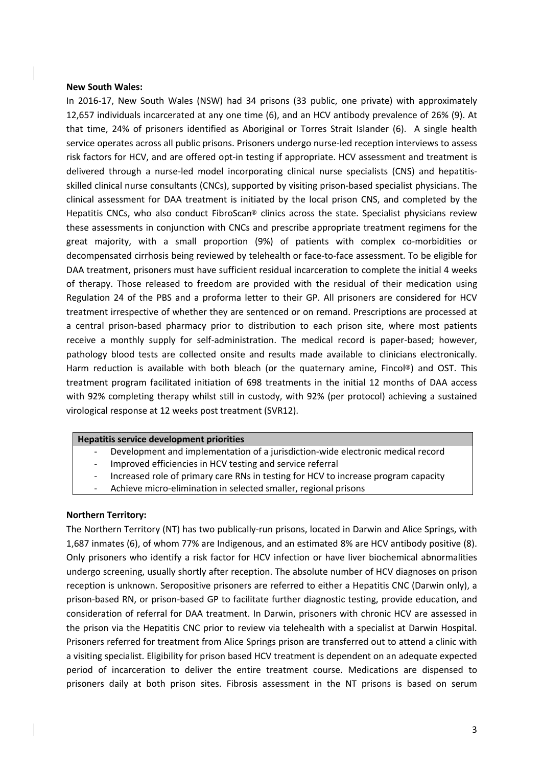**New South Wales:**

In 2016-17, New South Wales (NSW) had 34 prisons (33 public, one private) with approximately 12,657 individuals incarcerated at any one time (6), and an HCV antibody prevalence of 26% (9). At that time, 24% of prisoners identified as Aboriginal or Torres Strait Islander (6). A single health service operates across all public prisons. Prisoners undergo nurse-led reception interviews to assess risk factors for HCV, and are offered opt-in testing if appropriate. HCV assessment and treatment is delivered through a nurse-led model incorporating clinical nurse specialists (CNS) and hepatitis-skilled clinical nurse consultants (CNCs), supported by visiting prison-based specialist physicians. The clinical assessment for DAA treatment is initiated by the local prison CNS, and completed by the Hepatitis CNCs, who also conduct FibroScan® clinics across the state. Specialist physicians review these assessments in conjunction with CNCs and prescribe appropriate treatment regimens for the great majority, with a small proportion (9%) of patients with complex co-morbidities or decompensated cirrhosis being reviewed by telehealth or face-to-face assessment. To be eligible for DAA treatment, prisoners must have sufficient residual incarceration to complete the initial 4 weeks of therapy. Those released to freedom are provided with the residual of their medication using Regulation 24 of the PBS and a proforma letter to their GP. All prisoners are considered for HCV treatment irrespective of whether they are sentenced or on remand. Prescriptions are processed at a central prison-based pharmacy prior to distribution to each prison site, where most patients receive a monthly supply for self-administration. The medical record is paper-based; however, pathology blood tests are collected onsite and results made available to clinicians electronically. Harm reduction is available with both bleach (or the quaternary amine, Fincol®) and OST. This treatment program facilitated initiation of 698 treatments in the initial 12 months of DAA access with 92% completing therapy whilst still in custody, with 92% (per protocol) achieving a sustained virological response at 12 weeks post treatment (SVR12).

| **Hepatitis service development priorities** |
|---|
| - Development and implementation of a jurisdiction-wide electronic medical record<br>- Improved efficiencies in HCV testing and service referral<br>- Increased role of primary care RNs in testing for HCV to increase program capacity<br>- Achieve micro-elimination in selected smaller, regional prisons |

**Northern Territory:**

The Northern Territory (NT) has two publically-run prisons, located in Darwin and Alice Springs, with 1,687 inmates (6), of whom 77% are Indigenous, and an estimated 8% are HCV antibody positive (8). Only prisoners who identify a risk factor for HCV infection or have liver biochemical abnormalities undergo screening, usually shortly after reception. The absolute number of HCV diagnoses on prison reception is unknown. Seropositive prisoners are referred to either a Hepatitis CNC (Darwin only), a prison-based RN, or prison-based GP to facilitate further diagnostic testing, provide education, and consideration of referral for DAA treatment. In Darwin, prisoners with chronic HCV are assessed in the prison via the Hepatitis CNC prior to review via telehealth with a specialist at Darwin Hospital. Prisoners referred for treatment from Alice Springs prison are transferred out to attend a clinic with a visiting specialist. Eligibility for prison based HCV treatment is dependent on an adequate expected period of incarceration to deliver the entire treatment course. Medications are dispensed to prisoners daily at both prison sites. Fibrosis assessment in the NT prisons is based on serum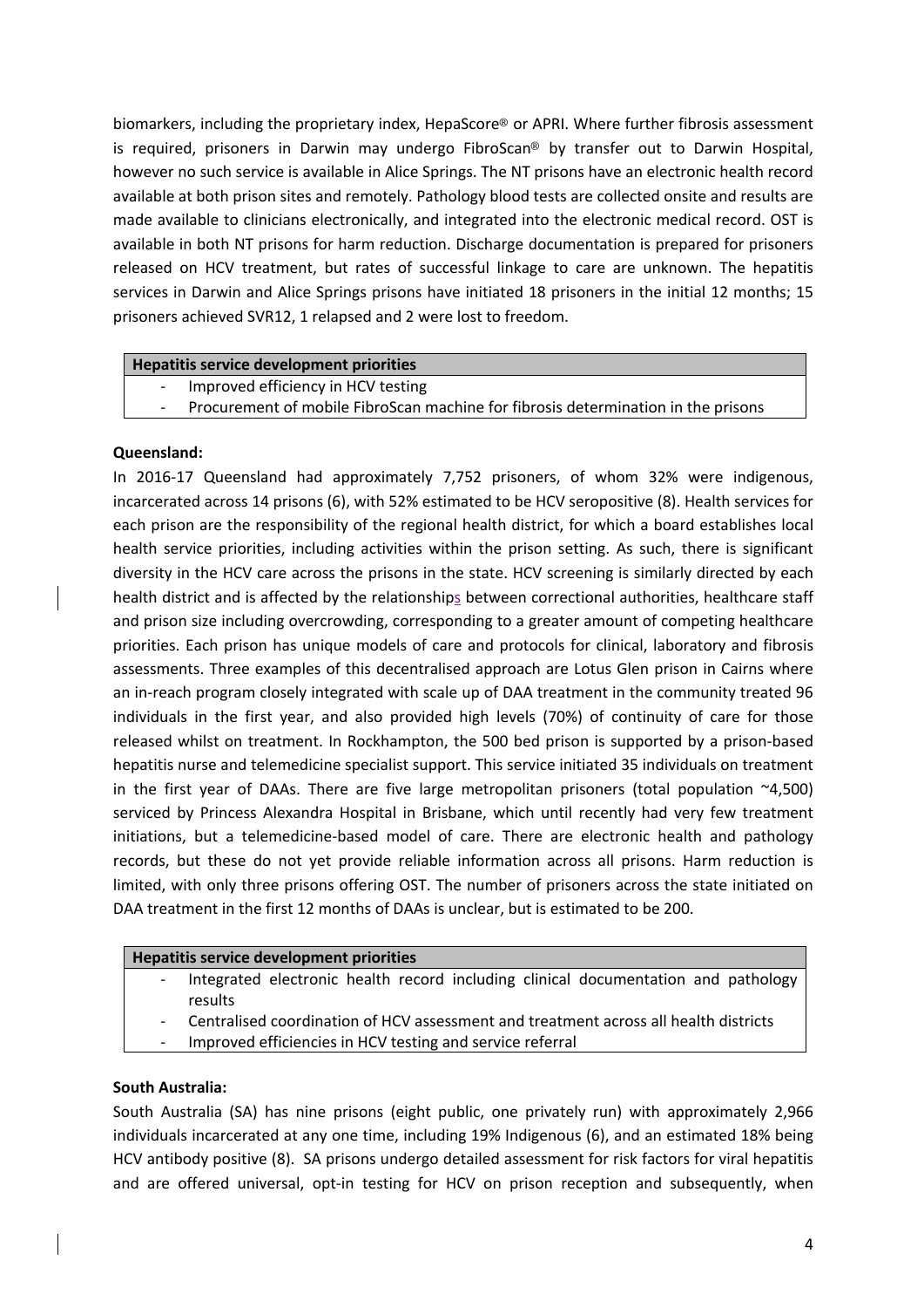biomarkers, including the proprietary index, HepaScore® or APRI. Where further fibrosis assessment is required, prisoners in Darwin may undergo FibroScan® by transfer out to Darwin Hospital, however no such service is available in Alice Springs. The NT prisons have an electronic health record available at both prison sites and remotely. Pathology blood tests are collected onsite and results are made available to clinicians electronically, and integrated into the electronic medical record. OST is available in both NT prisons for harm reduction. Discharge documentation is prepared for prisoners released on HCV treatment, but rates of successful linkage to care are unknown. The hepatitis services in Darwin and Alice Springs prisons have initiated 18 prisoners in the initial 12 months; 15 prisoners achieved SVR12, 1 relapsed and 2 were lost to freedom.

| Hepatitis service development priorities |
| --- |
| - Improved efficiency in HCV testing<br>- Procurement of mobile FibroScan machine for fibrosis determination in the prisons |

**Queensland:**

In 2016-17 Queensland had approximately 7,752 prisoners, of whom 32% were indigenous, incarcerated across 14 prisons (6), with 52% estimated to be HCV seropositive (8). Health services for each prison are the responsibility of the regional health district, for which a board establishes local health service priorities, including activities within the prison setting. As such, there is significant diversity in the HCV care across the prisons in the state. HCV screening is similarly directed by each health district and is affected by the relationships between correctional authorities, healthcare staff and prison size including overcrowding, corresponding to a greater amount of competing healthcare priorities. Each prison has unique models of care and protocols for clinical, laboratory and fibrosis assessments. Three examples of this decentralised approach are Lotus Glen prison in Cairns where an in-reach program closely integrated with scale up of DAA treatment in the community treated 96 individuals in the first year, and also provided high levels (70%) of continuity of care for those released whilst on treatment. In Rockhampton, the 500 bed prison is supported by a prison-based hepatitis nurse and telemedicine specialist support. This service initiated 35 individuals on treatment in the first year of DAAs. There are five large metropolitan prisoners (total population ~4,500) serviced by Princess Alexandra Hospital in Brisbane, which until recently had very few treatment initiations, but a telemedicine-based model of care. There are electronic health and pathology records, but these do not yet provide reliable information across all prisons. Harm reduction is limited, with only three prisons offering OST. The number of prisoners across the state initiated on DAA treatment in the first 12 months of DAAs is unclear, but is estimated to be 200.

| Hepatitis service development priorities |
| --- |
| - Integrated electronic health record including clinical documentation and pathology results<br>- Centralised coordination of HCV assessment and treatment across all health districts<br>- Improved efficiencies in HCV testing and service referral |

**South Australia:**

South Australia (SA) has nine prisons (eight public, one privately run) with approximately 2,966 individuals incarcerated at any one time, including 19% Indigenous (6), and an estimated 18% being HCV antibody positive (8). SA prisons undergo detailed assessment for risk factors for viral hepatitis and are offered universal, opt-in testing for HCV on prison reception and subsequently, when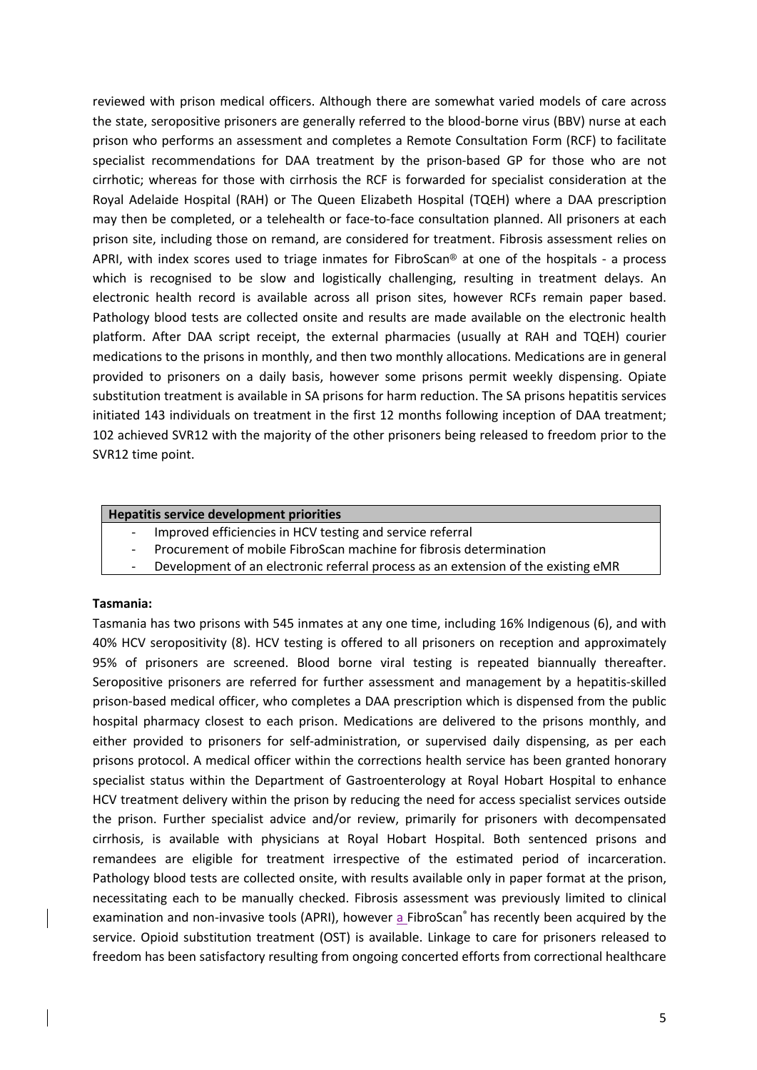reviewed with prison medical officers. Although there are somewhat varied models of care across the state, seropositive prisoners are generally referred to the blood-borne virus (BBV) nurse at each prison who performs an assessment and completes a Remote Consultation Form (RCF) to facilitate specialist recommendations for DAA treatment by the prison-based GP for those who are not cirrhotic; whereas for those with cirrhosis the RCF is forwarded for specialist consideration at the Royal Adelaide Hospital (RAH) or The Queen Elizabeth Hospital (TQEH) where a DAA prescription may then be completed, or a telehealth or face-to-face consultation planned. All prisoners at each prison site, including those on remand, are considered for treatment. Fibrosis assessment relies on APRI, with index scores used to triage inmates for FibroScan® at one of the hospitals - a process which is recognised to be slow and logistically challenging, resulting in treatment delays. An electronic health record is available across all prison sites, however RCFs remain paper based. Pathology blood tests are collected onsite and results are made available on the electronic health platform. After DAA script receipt, the external pharmacies (usually at RAH and TQEH) courier medications to the prisons in monthly, and then two monthly allocations. Medications are in general provided to prisoners on a daily basis, however some prisons permit weekly dispensing. Opiate substitution treatment is available in SA prisons for harm reduction. The SA prisons hepatitis services initiated 143 individuals on treatment in the first 12 months following inception of DAA treatment; 102 achieved SVR12 with the majority of the other prisoners being released to freedom prior to the SVR12 time point.

| **Hepatitis service development priorities** |
|---|
| - Improved efficiencies in HCV testing and service referral |
| - Procurement of mobile FibroScan machine for fibrosis determination |
| - Development of an electronic referral process as an extension of the existing eMR |

**Tasmania:**

Tasmania has two prisons with 545 inmates at any one time, including 16% Indigenous (6), and with 40% HCV seropositivity (8). HCV testing is offered to all prisoners on reception and approximately 95% of prisoners are screened. Blood borne viral testing is repeated biannually thereafter. Seropositive prisoners are referred for further assessment and management by a hepatitis-skilled prison-based medical officer, who completes a DAA prescription which is dispensed from the public hospital pharmacy closest to each prison. Medications are delivered to the prisons monthly, and either provided to prisoners for self-administration, or supervised daily dispensing, as per each prisons protocol. A medical officer within the corrections health service has been granted honorary specialist status within the Department of Gastroenterology at Royal Hobart Hospital to enhance HCV treatment delivery within the prison by reducing the need for access specialist services outside the prison. Further specialist advice and/or review, primarily for prisoners with decompensated cirrhosis, is available with physicians at Royal Hobart Hospital. Both sentenced prisons and remandees are eligible for treatment irrespective of the estimated period of incarceration. Pathology blood tests are collected onsite, with results available only in paper format at the prison, necessitating each to be manually checked. Fibrosis assessment was previously limited to clinical examination and non-invasive tools (APRI), however a FibroScan® has recently been acquired by the service. Opioid substitution treatment (OST) is available. Linkage to care for prisoners released to freedom has been satisfactory resulting from ongoing concerted efforts from correctional healthcare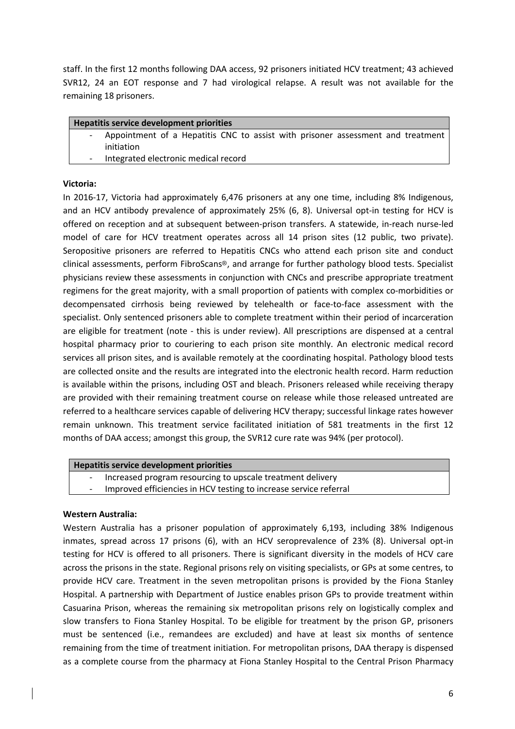staff. In the first 12 months following DAA access, 92 prisoners initiated HCV treatment; 43 achieved SVR12, 24 an EOT response and 7 had virological relapse. A result was not available for the remaining 18 prisoners.

| **Hepatitis service development priorities** |
|---|
| - Appointment of a Hepatitis CNC to assist with prisoner assessment and treatment initiation<br>- Integrated electronic medical record |

**Victoria:**

In 2016-17, Victoria had approximately 6,476 prisoners at any one time, including 8% Indigenous, and an HCV antibody prevalence of approximately 25% (6, 8). Universal opt-in testing for HCV is offered on reception and at subsequent between-prison transfers. A statewide, in-reach nurse-led model of care for HCV treatment operates across all 14 prison sites (12 public, two private). Seropositive prisoners are referred to Hepatitis CNCs who attend each prison site and conduct clinical assessments, perform FibroScans®, and arrange for further pathology blood tests. Specialist physicians review these assessments in conjunction with CNCs and prescribe appropriate treatment regimens for the great majority, with a small proportion of patients with complex co-morbidities or decompensated cirrhosis being reviewed by telehealth or face-to-face assessment with the specialist. Only sentenced prisoners able to complete treatment within their period of incarceration are eligible for treatment (note - this is under review). All prescriptions are dispensed at a central hospital pharmacy prior to couriering to each prison site monthly. An electronic medical record services all prison sites, and is available remotely at the coordinating hospital. Pathology blood tests are collected onsite and the results are integrated into the electronic health record. Harm reduction is available within the prisons, including OST and bleach. Prisoners released while receiving therapy are provided with their remaining treatment course on release while those released untreated are referred to a healthcare services capable of delivering HCV therapy; successful linkage rates however remain unknown. This treatment service facilitated initiation of 581 treatments in the first 12 months of DAA access; amongst this group, the SVR12 cure rate was 94% (per protocol).

| **Hepatitis service development priorities** |
|---|
| - Increased program resourcing to upscale treatment delivery<br>- Improved efficiencies in HCV testing to increase service referral |

**Western Australia:**

Western Australia has a prisoner population of approximately 6,193, including 38% Indigenous inmates, spread across 17 prisons (6), with an HCV seroprevalence of 23% (8). Universal opt-in testing for HCV is offered to all prisoners. There is significant diversity in the models of HCV care across the prisons in the state. Regional prisons rely on visiting specialists, or GPs at some centres, to provide HCV care. Treatment in the seven metropolitan prisons is provided by the Fiona Stanley Hospital. A partnership with Department of Justice enables prison GPs to provide treatment within Casuarina Prison, whereas the remaining six metropolitan prisons rely on logistically complex and slow transfers to Fiona Stanley Hospital. To be eligible for treatment by the prison GP, prisoners must be sentenced (i.e., remandees are excluded) and have at least six months of sentence remaining from the time of treatment initiation. For metropolitan prisons, DAA therapy is dispensed as a complete course from the pharmacy at Fiona Stanley Hospital to the Central Prison Pharmacy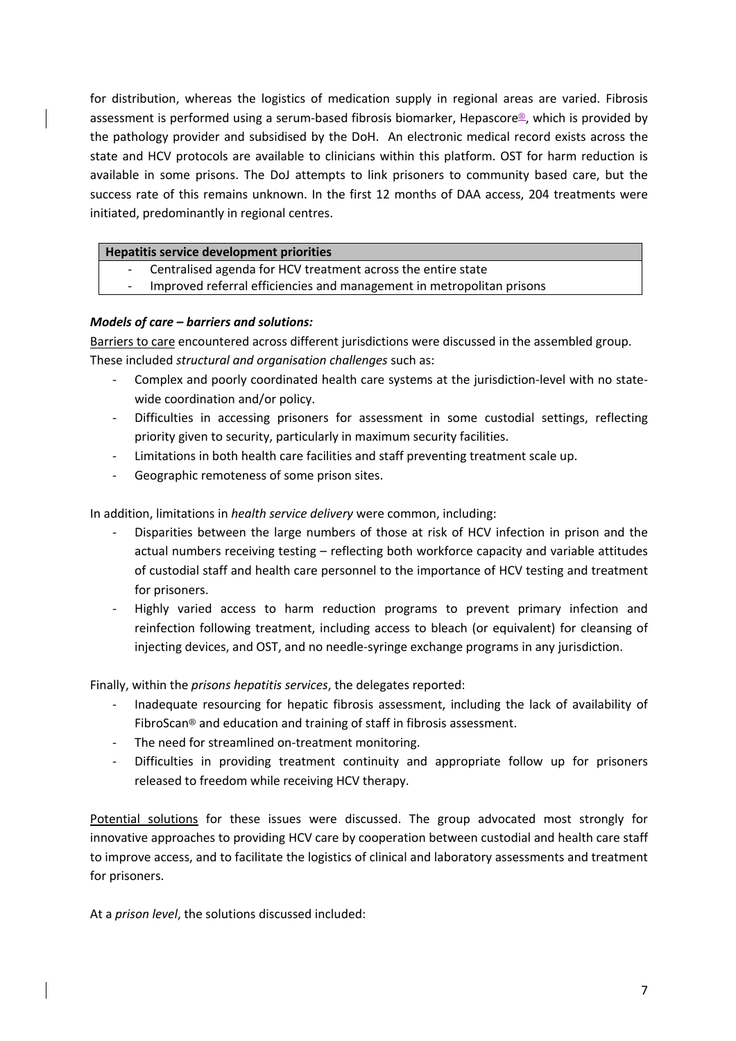for distribution, whereas the logistics of medication supply in regional areas are varied. Fibrosis assessment is performed using a serum-based fibrosis biomarker, Hepascore®, which is provided by the pathology provider and subsidised by the DoH. An electronic medical record exists across the state and HCV protocols are available to clinicians within this platform. OST for harm reduction is available in some prisons. The DoJ attempts to link prisoners to community based care, but the success rate of this remains unknown. In the first 12 months of DAA access, 204 treatments were initiated, predominantly in regional centres.

| **Hepatitis service development priorities** |
|---|
| - Centralised agenda for HCV treatment across the entire state<br>- Improved referral efficiencies and management in metropolitan prisons |

***Models of care – barriers and solutions:***

Barriers to care encountered across different jurisdictions were discussed in the assembled group. These included *structural and organisation challenges* such as:

- Complex and poorly coordinated health care systems at the jurisdiction-level with no state-wide coordination and/or policy.
- Difficulties in accessing prisoners for assessment in some custodial settings, reflecting priority given to security, particularly in maximum security facilities.
- Limitations in both health care facilities and staff preventing treatment scale up.
- Geographic remoteness of some prison sites.

In addition, limitations in *health service delivery* were common, including:

- Disparities between the large numbers of those at risk of HCV infection in prison and the actual numbers receiving testing – reflecting both workforce capacity and variable attitudes of custodial staff and health care personnel to the importance of HCV testing and treatment for prisoners.
- Highly varied access to harm reduction programs to prevent primary infection and reinfection following treatment, including access to bleach (or equivalent) for cleansing of injecting devices, and OST, and no needle-syringe exchange programs in any jurisdiction.

Finally, within the *prisons hepatitis services*, the delegates reported:

- Inadequate resourcing for hepatic fibrosis assessment, including the lack of availability of FibroScan® and education and training of staff in fibrosis assessment.
- The need for streamlined on-treatment monitoring.
- Difficulties in providing treatment continuity and appropriate follow up for prisoners released to freedom while receiving HCV therapy.

Potential solutions for these issues were discussed. The group advocated most strongly for innovative approaches to providing HCV care by cooperation between custodial and health care staff to improve access, and to facilitate the logistics of clinical and laboratory assessments and treatment for prisoners.

At a *prison level*, the solutions discussed included: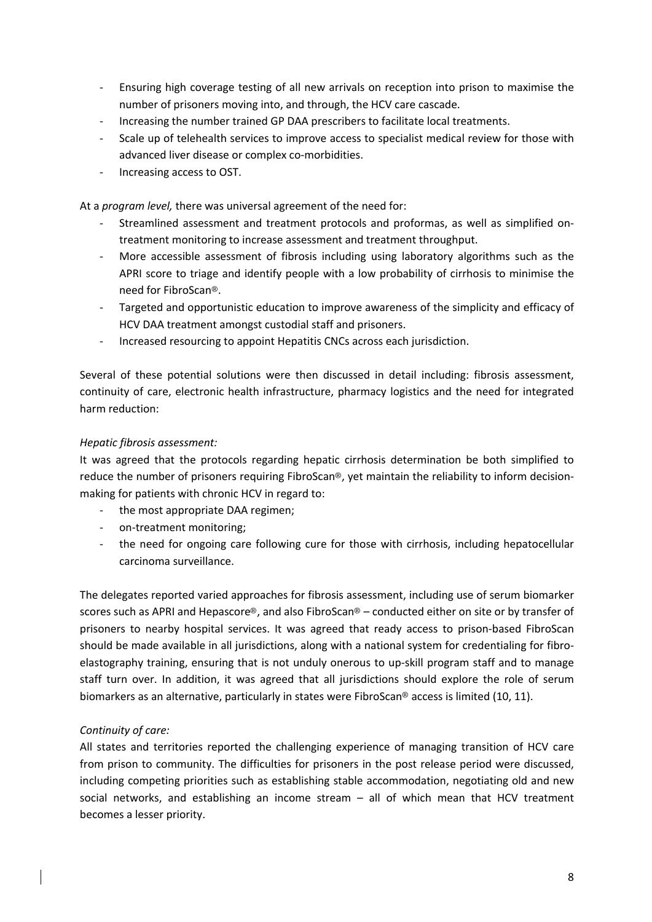- Ensuring high coverage testing of all new arrivals on reception into prison to maximise the number of prisoners moving into, and through, the HCV care cascade.
- Increasing the number trained GP DAA prescribers to facilitate local treatments.
- Scale up of telehealth services to improve access to specialist medical review for those with advanced liver disease or complex co-morbidities.
- Increasing access to OST.

At a *program level,* there was universal agreement of the need for:

- Streamlined assessment and treatment protocols and proformas, as well as simplified on-treatment monitoring to increase assessment and treatment throughput.
- More accessible assessment of fibrosis including using laboratory algorithms such as the APRI score to triage and identify people with a low probability of cirrhosis to minimise the need for FibroScan®.
- Targeted and opportunistic education to improve awareness of the simplicity and efficacy of HCV DAA treatment amongst custodial staff and prisoners.
- Increased resourcing to appoint Hepatitis CNCs across each jurisdiction.

Several of these potential solutions were then discussed in detail including: fibrosis assessment, continuity of care, electronic health infrastructure, pharmacy logistics and the need for integrated harm reduction:

*Hepatic fibrosis assessment:*

It was agreed that the protocols regarding hepatic cirrhosis determination be both simplified to reduce the number of prisoners requiring FibroScan®, yet maintain the reliability to inform decision-making for patients with chronic HCV in regard to:

- the most appropriate DAA regimen;
- on-treatment monitoring;
- the need for ongoing care following cure for those with cirrhosis, including hepatocellular carcinoma surveillance.

The delegates reported varied approaches for fibrosis assessment, including use of serum biomarker scores such as APRI and Hepascore®, and also FibroScan® – conducted either on site or by transfer of prisoners to nearby hospital services. It was agreed that ready access to prison-based FibroScan should be made available in all jurisdictions, along with a national system for credentialing for fibro-elastography training, ensuring that is not unduly onerous to up-skill program staff and to manage staff turn over. In addition, it was agreed that all jurisdictions should explore the role of serum biomarkers as an alternative, particularly in states were FibroScan® access is limited (10, 11).

*Continuity of care:*

All states and territories reported the challenging experience of managing transition of HCV care from prison to community. The difficulties for prisoners in the post release period were discussed, including competing priorities such as establishing stable accommodation, negotiating old and new social networks, and establishing an income stream – all of which mean that HCV treatment becomes a lesser priority.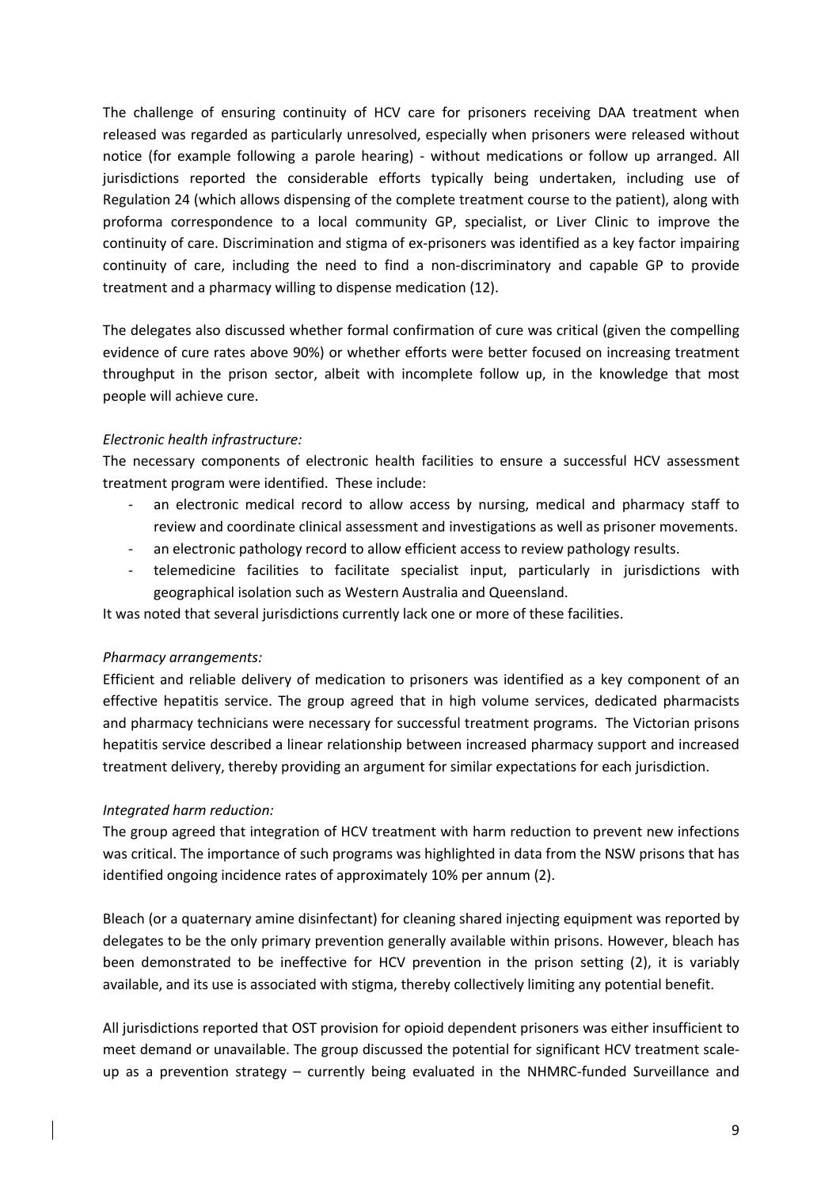The challenge of ensuring continuity of HCV care for prisoners receiving DAA treatment when released was regarded as particularly unresolved, especially when prisoners were released without notice (for example following a parole hearing) - without medications or follow up arranged. All jurisdictions reported the considerable efforts typically being undertaken, including use of Regulation 24 (which allows dispensing of the complete treatment course to the patient), along with proforma correspondence to a local community GP, specialist, or Liver Clinic to improve the continuity of care. Discrimination and stigma of ex-prisoners was identified as a key factor impairing continuity of care, including the need to find a non-discriminatory and capable GP to provide treatment and a pharmacy willing to dispense medication (12).

The delegates also discussed whether formal confirmation of cure was critical (given the compelling evidence of cure rates above 90%) or whether efforts were better focused on increasing treatment throughput in the prison sector, albeit with incomplete follow up, in the knowledge that most people will achieve cure.

*Electronic health infrastructure:*

The necessary components of electronic health facilities to ensure a successful HCV assessment treatment program were identified. These include:

- an electronic medical record to allow access by nursing, medical and pharmacy staff to review and coordinate clinical assessment and investigations as well as prisoner movements.
- an electronic pathology record to allow efficient access to review pathology results.
- telemedicine facilities to facilitate specialist input, particularly in jurisdictions with geographical isolation such as Western Australia and Queensland.

It was noted that several jurisdictions currently lack one or more of these facilities.

*Pharmacy arrangements:*

Efficient and reliable delivery of medication to prisoners was identified as a key component of an effective hepatitis service. The group agreed that in high volume services, dedicated pharmacists and pharmacy technicians were necessary for successful treatment programs. The Victorian prisons hepatitis service described a linear relationship between increased pharmacy support and increased treatment delivery, thereby providing an argument for similar expectations for each jurisdiction.

*Integrated harm reduction:*

The group agreed that integration of HCV treatment with harm reduction to prevent new infections was critical. The importance of such programs was highlighted in data from the NSW prisons that has identified ongoing incidence rates of approximately 10% per annum (2).

Bleach (or a quaternary amine disinfectant) for cleaning shared injecting equipment was reported by delegates to be the only primary prevention generally available within prisons. However, bleach has been demonstrated to be ineffective for HCV prevention in the prison setting (2), it is variably available, and its use is associated with stigma, thereby collectively limiting any potential benefit.

All jurisdictions reported that OST provision for opioid dependent prisoners was either insufficient to meet demand or unavailable. The group discussed the potential for significant HCV treatment scale-up as a prevention strategy – currently being evaluated in the NHMRC-funded Surveillance and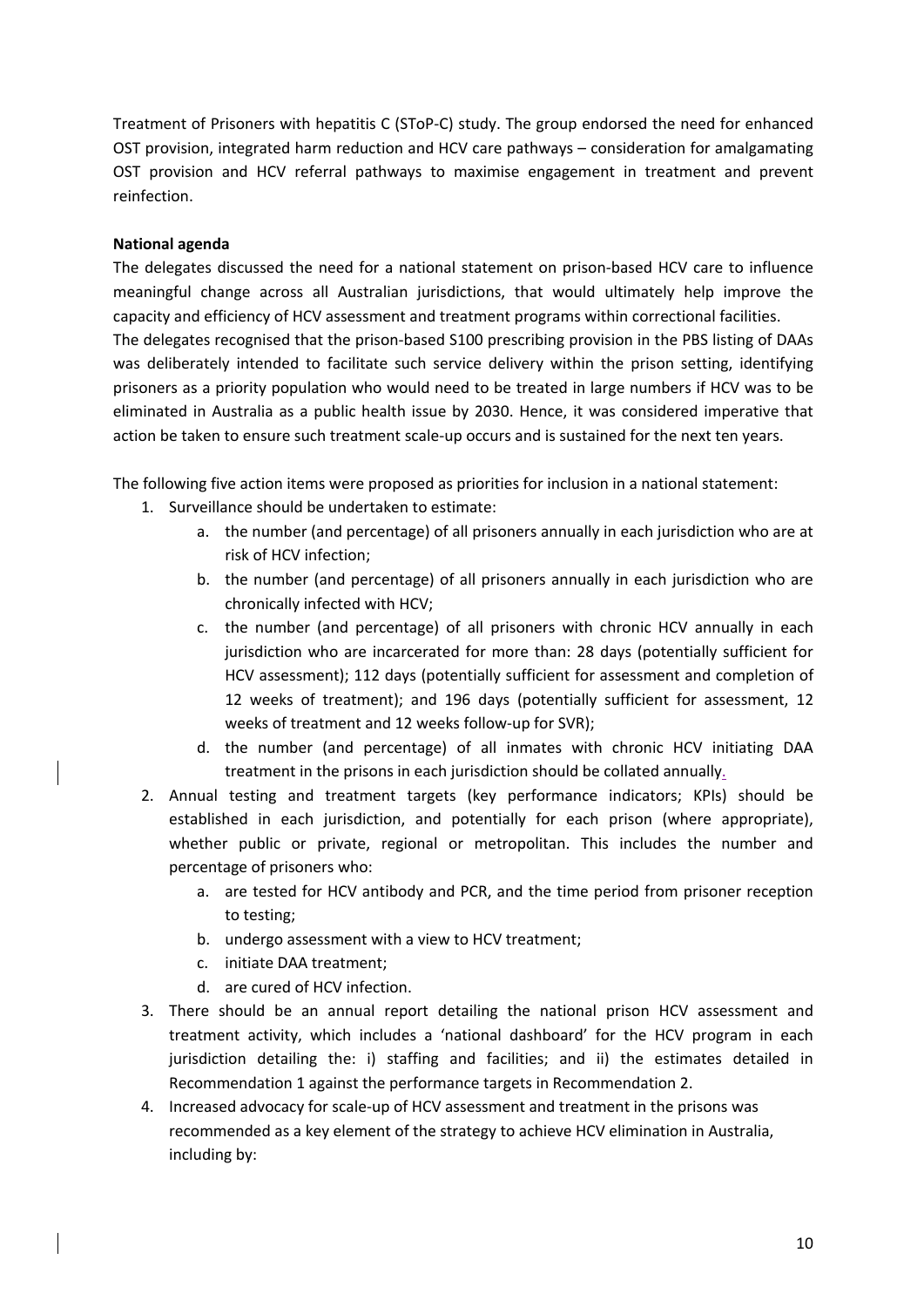Treatment of Prisoners with hepatitis C (SToP-C) study. The group endorsed the need for enhanced OST provision, integrated harm reduction and HCV care pathways – consideration for amalgamating OST provision and HCV referral pathways to maximise engagement in treatment and prevent reinfection.

**National agenda**

The delegates discussed the need for a national statement on prison-based HCV care to influence meaningful change across all Australian jurisdictions, that would ultimately help improve the capacity and efficiency of HCV assessment and treatment programs within correctional facilities.
The delegates recognised that the prison-based S100 prescribing provision in the PBS listing of DAAs was deliberately intended to facilitate such service delivery within the prison setting, identifying prisoners as a priority population who would need to be treated in large numbers if HCV was to be eliminated in Australia as a public health issue by 2030. Hence, it was considered imperative that action be taken to ensure such treatment scale-up occurs and is sustained for the next ten years.

The following five action items were proposed as priorities for inclusion in a national statement:

1. Surveillance should be undertaken to estimate:
   a. the number (and percentage) of all prisoners annually in each jurisdiction who are at risk of HCV infection;
   b. the number (and percentage) of all prisoners annually in each jurisdiction who are chronically infected with HCV;
   c. the number (and percentage) of all prisoners with chronic HCV annually in each jurisdiction who are incarcerated for more than: 28 days (potentially sufficient for HCV assessment); 112 days (potentially sufficient for assessment and completion of 12 weeks of treatment); and 196 days (potentially sufficient for assessment, 12 weeks of treatment and 12 weeks follow-up for SVR);
   d. the number (and percentage) of all inmates with chronic HCV initiating DAA treatment in the prisons in each jurisdiction should be collated annually.
2. Annual testing and treatment targets (key performance indicators; KPIs) should be established in each jurisdiction, and potentially for each prison (where appropriate), whether public or private, regional or metropolitan. This includes the number and percentage of prisoners who:
   a. are tested for HCV antibody and PCR, and the time period from prisoner reception to testing;
   b. undergo assessment with a view to HCV treatment;
   c. initiate DAA treatment;
   d. are cured of HCV infection.
3. There should be an annual report detailing the national prison HCV assessment and treatment activity, which includes a 'national dashboard' for the HCV program in each jurisdiction detailing the: i) staffing and facilities; and ii) the estimates detailed in Recommendation 1 against the performance targets in Recommendation 2.
4. Increased advocacy for scale-up of HCV assessment and treatment in the prisons was recommended as a key element of the strategy to achieve HCV elimination in Australia, including by: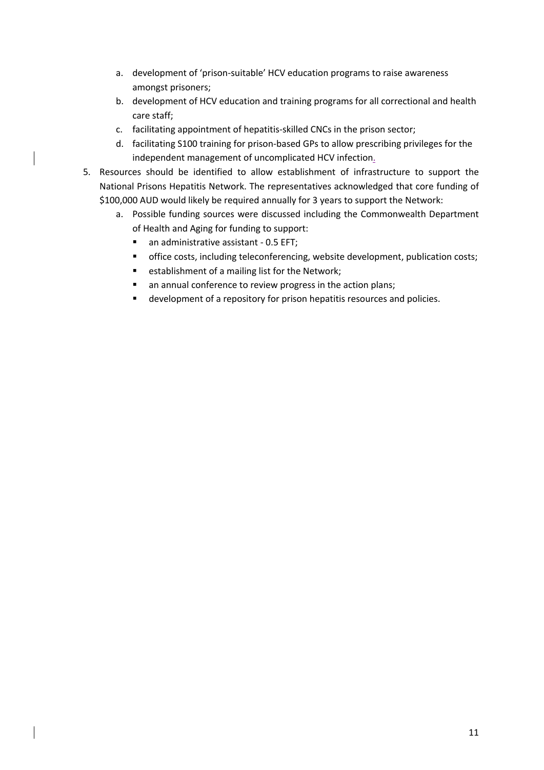a. development of 'prison-suitable' HCV education programs to raise awareness amongst prisoners;
b. development of HCV education and training programs for all correctional and health care staff;
c. facilitating appointment of hepatitis-skilled CNCs in the prison sector;
d. facilitating S100 training for prison-based GPs to allow prescribing privileges for the independent management of uncomplicated HCV infection.

5. Resources should be identified to allow establishment of infrastructure to support the National Prisons Hepatitis Network. The representatives acknowledged that core funding of $100,000 AUD would likely be required annually for 3 years to support the Network:
   a. Possible funding sources were discussed including the Commonwealth Department of Health and Aging for funding to support:
      - an administrative assistant - 0.5 EFT;
      - office costs, including teleconferencing, website development, publication costs;
      - establishment of a mailing list for the Network;
      - an annual conference to review progress in the action plans;
      - development of a repository for prison hepatitis resources and policies.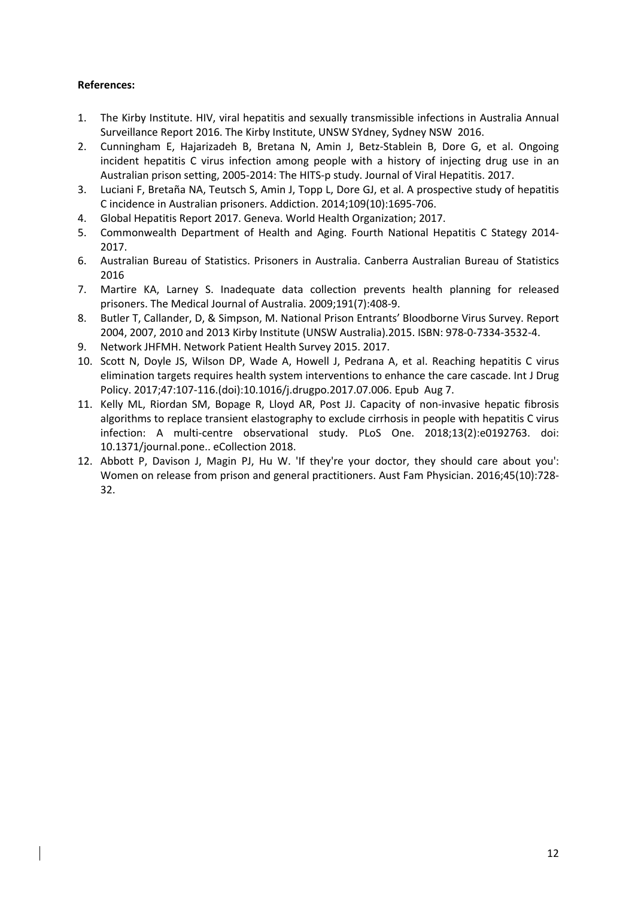**References:**

1. The Kirby Institute. HIV, viral hepatitis and sexually transmissible infections in Australia Annual Surveillance Report 2016. The Kirby Institute, UNSW SYdney, Sydney NSW 2016.
2. Cunningham E, Hajarizadeh B, Bretana N, Amin J, Betz-Stablein B, Dore G, et al. Ongoing incident hepatitis C virus infection among people with a history of injecting drug use in an Australian prison setting, 2005-2014: The HITS-p study. Journal of Viral Hepatitis. 2017.
3. Luciani F, Bretaña NA, Teutsch S, Amin J, Topp L, Dore GJ, et al. A prospective study of hepatitis C incidence in Australian prisoners. Addiction. 2014;109(10):1695-706.
4. Global Hepatitis Report 2017. Geneva. World Health Organization; 2017.
5. Commonwealth Department of Health and Aging. Fourth National Hepatitis C Stategy 2014-2017.
6. Australian Bureau of Statistics. Prisoners in Australia. Canberra Australian Bureau of Statistics 2016
7. Martire KA, Larney S. Inadequate data collection prevents health planning for released prisoners. The Medical Journal of Australia. 2009;191(7):408-9.
8. Butler T, Callander, D, & Simpson, M. National Prison Entrants' Bloodborne Virus Survey. Report 2004, 2007, 2010 and 2013 Kirby Institute (UNSW Australia).2015. ISBN: 978-0-7334-3532-4.
9. Network JHFMH. Network Patient Health Survey 2015. 2017.
10. Scott N, Doyle JS, Wilson DP, Wade A, Howell J, Pedrana A, et al. Reaching hepatitis C virus elimination targets requires health system interventions to enhance the care cascade. Int J Drug Policy. 2017;47:107-116.(doi):10.1016/j.drugpo.2017.07.006. Epub Aug 7.
11. Kelly ML, Riordan SM, Bopage R, Lloyd AR, Post JJ. Capacity of non-invasive hepatic fibrosis algorithms to replace transient elastography to exclude cirrhosis in people with hepatitis C virus infection: A multi-centre observational study. PLoS One. 2018;13(2):e0192763. doi: 10.1371/journal.pone.. eCollection 2018.
12. Abbott P, Davison J, Magin PJ, Hu W. 'If they're your doctor, they should care about you': Women on release from prison and general practitioners. Aust Fam Physician. 2016;45(10):728-32.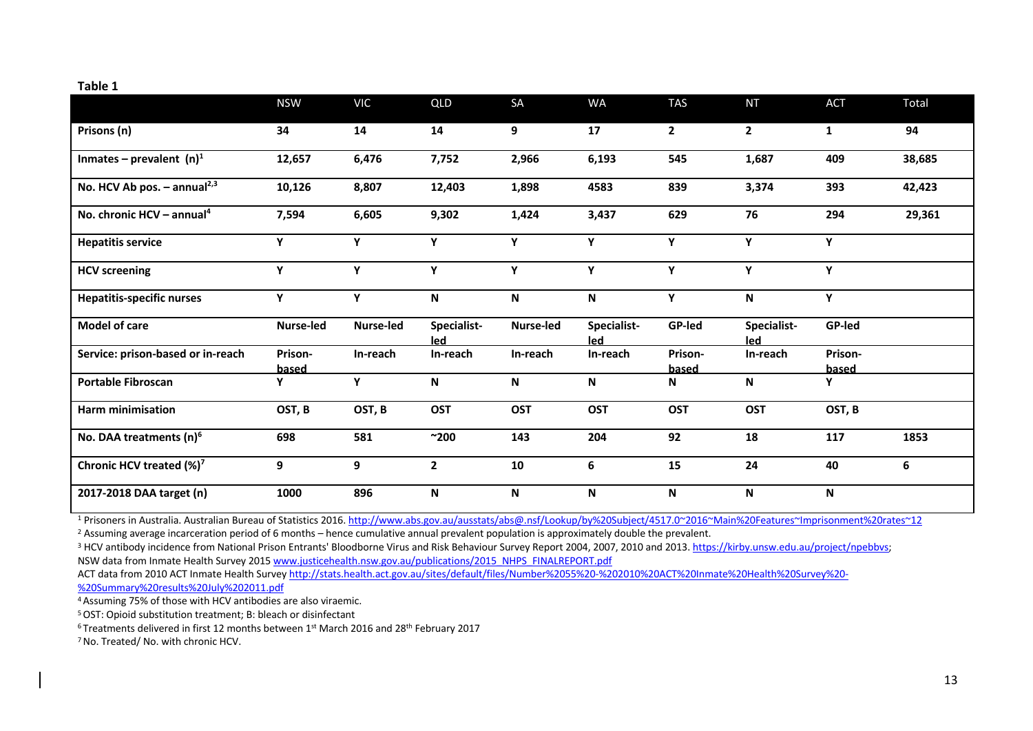**Table 1**

| | NSW | VIC | QLD | SA | WA | TAS | NT | ACT | Total |
|---|---|---|---|---|---|---|---|---|---|
| **Prisons (n)** | **34** | **14** | **14** | **9** | **17** | **2** | **2** | **1** | **94** |
| **Inmates – prevalent (n)[1]** | **12,657** | **6,476** | **7,752** | **2,966** | **6,193** | **545** | **1,687** | **409** | **38,685** |
| **No. HCV Ab pos. – annual[2,3]** | **10,126** | **8,807** | **12,403** | **1,898** | **4583** | **839** | **3,374** | **393** | **42,423** |
| **No. chronic HCV – annual[4]** | **7,594** | **6,605** | **9,302** | **1,424** | **3,437** | **629** | **76** | **294** | **29,361** |
| **Hepatitis service** | **Y** | **Y** | **Y** | **Y** | **Y** | **Y** | **Y** | **Y** | |
| **HCV screening** | **Y** | **Y** | **Y** | **Y** | **Y** | **Y** | **Y** | **Y** | |
| **Hepatitis-specific nurses** | **Y** | **Y** | **N** | **N** | **N** | **Y** | **N** | **Y** | |
| **Model of care** | **Nurse-led** | **Nurse-led** | **Specialist-led** | **Nurse-led** | **Specialist-led** | **GP-led** | **Specialist-led** | **GP-led** | |
| **Service: prison-based or in-reach** | **Prison-based** | **In-reach** | **In-reach** | **In-reach** | **In-reach** | **Prison-based** | **In-reach** | **Prison-based** | |
| **Portable Fibroscan** | **Y** | **Y** | **N** | **N** | **N** | **N** | **N** | **Y** | |
| **Harm minimisation** | **OST, B** | **OST, B** | **OST** | **OST** | **OST** | **OST** | **OST** | **OST, B** | |
| **No. DAA treatments (n)[6]** | **698** | **581** | **~200** | **143** | **204** | **92** | **18** | **117** | **1853** |
| **Chronic HCV treated (%)[7]** | **9** | **9** | **2** | **10** | **6** | **15** | **24** | **40** | **6** |
| **2017-2018 DAA target (n)** | **1000** | **896** | **N** | **N** | **N** | **N** | **N** | **N** | |

[1] Prisoners in Australia. Australian Bureau of Statistics 2016. http://www.abs.gov.au/ausstats/abs@.nsf/Lookup/by%20Subject/4517.0~2016~Main%20Features~Imprisonment%20rates~12

[2] Assuming average incarceration period of 6 months – hence cumulative annual prevalent population is approximately double the prevalent.

[3] HCV antibody incidence from National Prison Entrants' Bloodborne Virus and Risk Behaviour Survey Report 2004, 2007, 2010 and 2013. https://kirby.unsw.edu.au/project/npebbvs; NSW data from Inmate Health Survey 2015 www.justicehealth.nsw.gov.au/publications/2015_NHPS_FINALREPORT.pdf
ACT data from 2010 ACT Inmate Health Survey http://stats.health.act.gov.au/sites/default/files/Number%2055%20-%202010%20ACT%20Inmate%20Health%20Survey%20-%20Summary%20results%20July%202011.pdf

[4] Assuming 75% of those with HCV antibodies are also viraemic.

[5] OST: Opioid substitution treatment; B: bleach or disinfectant

[6] Treatments delivered in first 12 months between 1st March 2016 and 28th February 2017

[7] No. Treated/ No. with chronic HCV.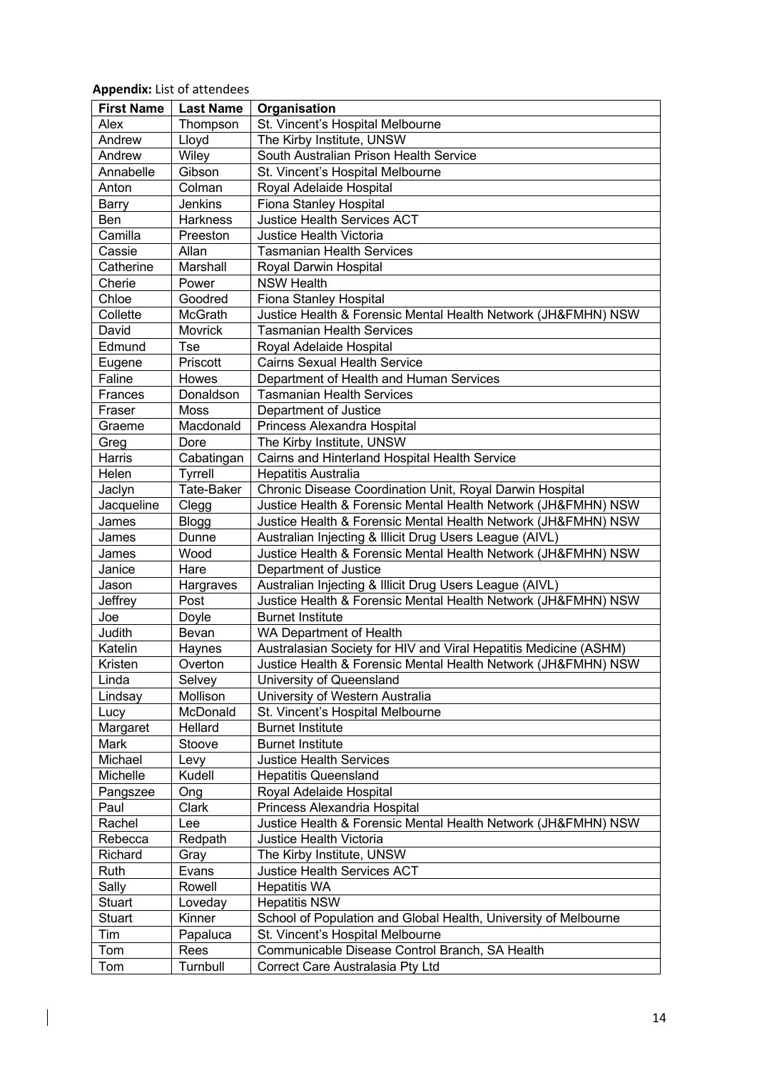**Appendix:** List of attendees

| First Name | Last Name | Organisation |
|---|---|---|
| Alex | Thompson | St. Vincent's Hospital Melbourne |
| Andrew | Lloyd | The Kirby Institute, UNSW |
| Andrew | Wiley | South Australian Prison Health Service |
| Annabelle | Gibson | St. Vincent's Hospital Melbourne |
| Anton | Colman | Royal Adelaide Hospital |
| Barry | Jenkins | Fiona Stanley Hospital |
| Ben | Harkness | Justice Health Services ACT |
| Camilla | Preeston | Justice Health Victoria |
| Cassie | Allan | Tasmanian Health Services |
| Catherine | Marshall | Royal Darwin Hospital |
| Cherie | Power | NSW Health |
| Chloe | Goodred | Fiona Stanley Hospital |
| Collette | McGrath | Justice Health & Forensic Mental Health Network (JH&FMHN) NSW |
| David | Movrick | Tasmanian Health Services |
| Edmund | Tse | Royal Adelaide Hospital |
| Eugene | Priscott | Cairns Sexual Health Service |
| Faline | Howes | Department of Health and Human Services |
| Frances | Donaldson | Tasmanian Health Services |
| Fraser | Moss | Department of Justice |
| Graeme | Macdonald | Princess Alexandra Hospital |
| Greg | Dore | The Kirby Institute, UNSW |
| Harris | Cabatingan | Cairns and Hinterland Hospital Health Service |
| Helen | Tyrrell | Hepatitis Australia |
| Jaclyn | Tate-Baker | Chronic Disease Coordination Unit, Royal Darwin Hospital |
| Jacqueline | Clegg | Justice Health & Forensic Mental Health Network (JH&FMHN) NSW |
| James | Blogg | Justice Health & Forensic Mental Health Network (JH&FMHN) NSW |
| James | Dunne | Australian Injecting & Illicit Drug Users League (AIVL) |
| James | Wood | Justice Health & Forensic Mental Health Network (JH&FMHN) NSW |
| Janice | Hare | Department of Justice |
| Jason | Hargraves | Australian Injecting & Illicit Drug Users League (AIVL) |
| Jeffrey | Post | Justice Health & Forensic Mental Health Network (JH&FMHN) NSW |
| Joe | Doyle | Burnet Institute |
| Judith | Bevan | WA Department of Health |
| Katelin | Haynes | Australasian Society for HIV and Viral Hepatitis Medicine (ASHM) |
| Kristen | Overton | Justice Health & Forensic Mental Health Network (JH&FMHN) NSW |
| Linda | Selvey | University of Queensland |
| Lindsay | Mollison | University of Western Australia |
| Lucy | McDonald | St. Vincent's Hospital Melbourne |
| Margaret | Hellard | Burnet Institute |
| Mark | Stoove | Burnet Institute |
| Michael | Levy | Justice Health Services |
| Michelle | Kudell | Hepatitis Queensland |
| Pangszee | Ong | Royal Adelaide Hospital |
| Paul | Clark | Princess Alexandria Hospital |
| Rachel | Lee | Justice Health & Forensic Mental Health Network (JH&FMHN) NSW |
| Rebecca | Redpath | Justice Health Victoria |
| Richard | Gray | The Kirby Institute, UNSW |
| Ruth | Evans | Justice Health Services ACT |
| Sally | Rowell | Hepatitis WA |
| Stuart | Loveday | Hepatitis NSW |
| Stuart | Kinner | School of Population and Global Health, University of Melbourne |
| Tim | Papaluca | St. Vincent's Hospital Melbourne |
| Tom | Rees | Communicable Disease Control Branch, SA Health |
| Tom | Turnbull | Correct Care Australasia Pty Ltd |